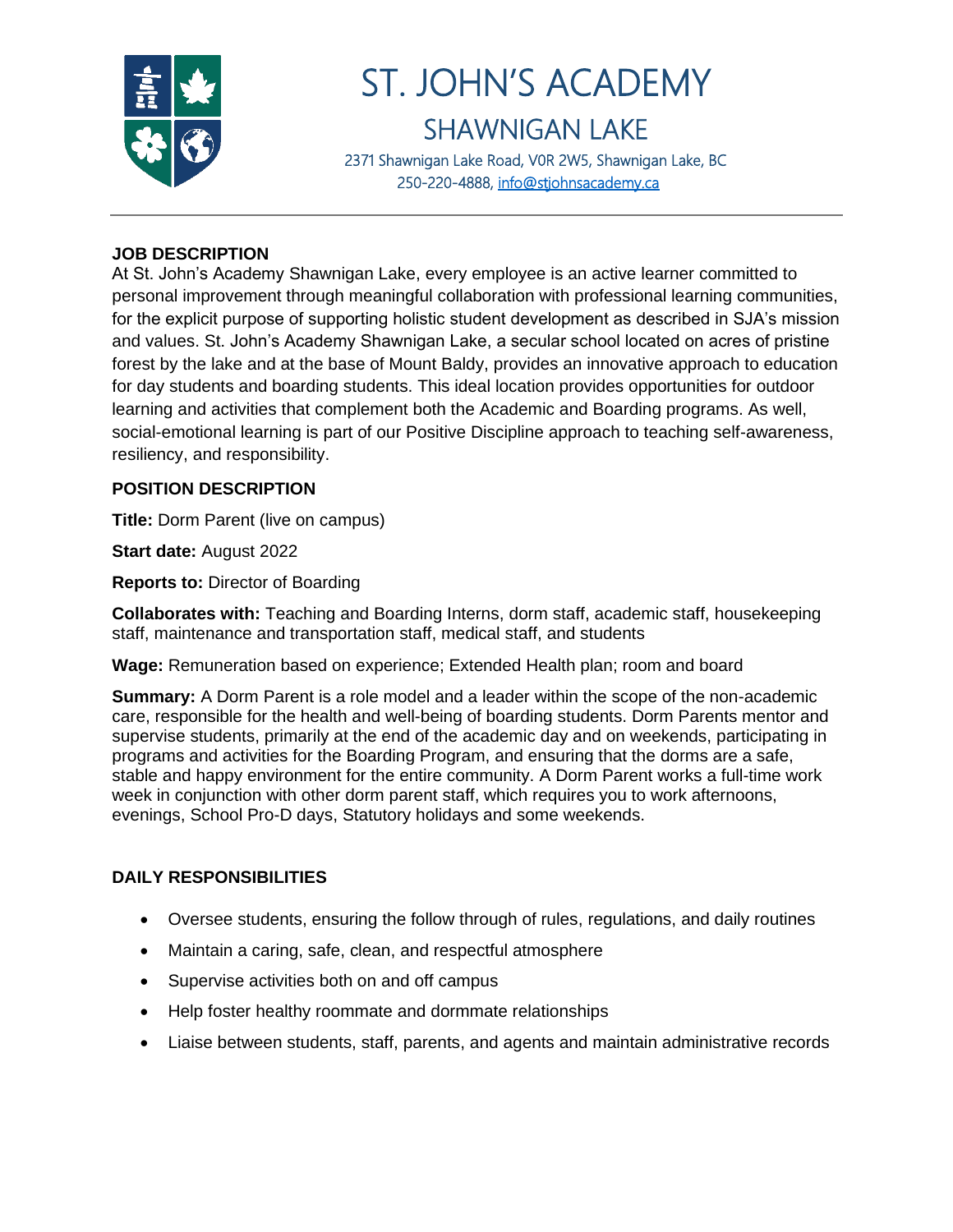# ST. JOHN'S ACADEMY

## SHAWNIGAN LAKE

2371 Shawnigan Lake Road, V0R 2W5, Shawnigan Lake, BC
250-220-4888, info@stjohnsacademy.ca

---

### JOB DESCRIPTION

At St. John's Academy Shawnigan Lake, every employee is an active learner committed to personal improvement through meaningful collaboration with professional learning communities, for the explicit purpose of supporting holistic student development as described in SJA's mission and values. St. John's Academy Shawnigan Lake, a secular school located on acres of pristine forest by the lake and at the base of Mount Baldy, provides an innovative approach to education for day students and boarding students. This ideal location provides opportunities for outdoor learning and activities that complement both the Academic and Boarding programs. As well, social-emotional learning is part of our Positive Discipline approach to teaching self-awareness, resiliency, and responsibility.

### POSITION DESCRIPTION

**Title:** Dorm Parent (live on campus)

**Start date:** August 2022

**Reports to:** Director of Boarding

**Collaborates with:** Teaching and Boarding Interns, dorm staff, academic staff, housekeeping staff, maintenance and transportation staff, medical staff, and students

**Wage:** Remuneration based on experience; Extended Health plan; room and board

**Summary:** A Dorm Parent is a role model and a leader within the scope of the non-academic care, responsible for the health and well-being of boarding students. Dorm Parents mentor and supervise students, primarily at the end of the academic day and on weekends, participating in programs and activities for the Boarding Program, and ensuring that the dorms are a safe, stable and happy environment for the entire community. A Dorm Parent works a full-time work week in conjunction with other dorm parent staff, which requires you to work afternoons, evenings, School Pro-D days, Statutory holidays and some weekends.

### DAILY RESPONSIBILITIES

- Oversee students, ensuring the follow through of rules, regulations, and daily routines
- Maintain a caring, safe, clean, and respectful atmosphere
- Supervise activities both on and off campus
- Help foster healthy roommate and dormmate relationships
- Liaise between students, staff, parents, and agents and maintain administrative records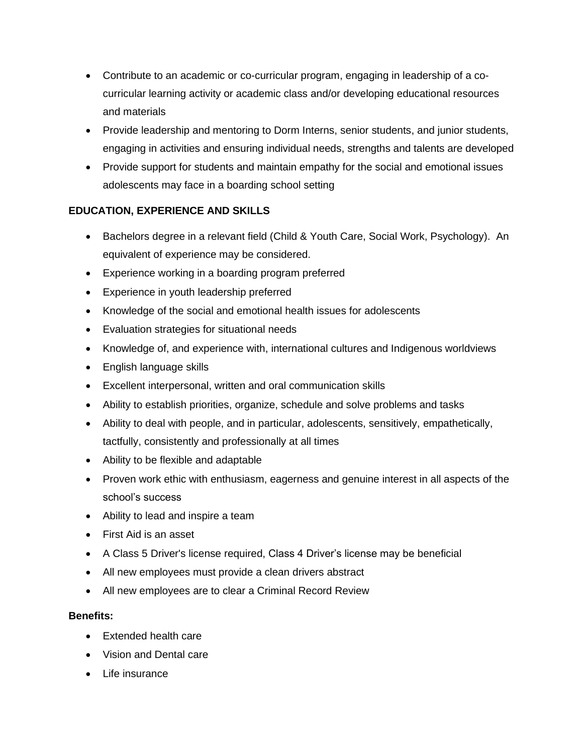- Contribute to an academic or co-curricular program, engaging in leadership of a co-curricular learning activity or academic class and/or developing educational resources and materials
- Provide leadership and mentoring to Dorm Interns, senior students, and junior students, engaging in activities and ensuring individual needs, strengths and talents are developed
- Provide support for students and maintain empathy for the social and emotional issues adolescents may face in a boarding school setting

**EDUCATION, EXPERIENCE AND SKILLS**

- Bachelors degree in a relevant field (Child & Youth Care, Social Work, Psychology). An equivalent of experience may be considered.
- Experience working in a boarding program preferred
- Experience in youth leadership preferred
- Knowledge of the social and emotional health issues for adolescents
- Evaluation strategies for situational needs
- Knowledge of, and experience with, international cultures and Indigenous worldviews
- English language skills
- Excellent interpersonal, written and oral communication skills
- Ability to establish priorities, organize, schedule and solve problems and tasks
- Ability to deal with people, and in particular, adolescents, sensitively, empathetically, tactfully, consistently and professionally at all times
- Ability to be flexible and adaptable
- Proven work ethic with enthusiasm, eagerness and genuine interest in all aspects of the school's success
- Ability to lead and inspire a team
- First Aid is an asset
- A Class 5 Driver's license required, Class 4 Driver's license may be beneficial
- All new employees must provide a clean drivers abstract
- All new employees are to clear a Criminal Record Review

**Benefits:**

- Extended health care
- Vision and Dental care
- Life insurance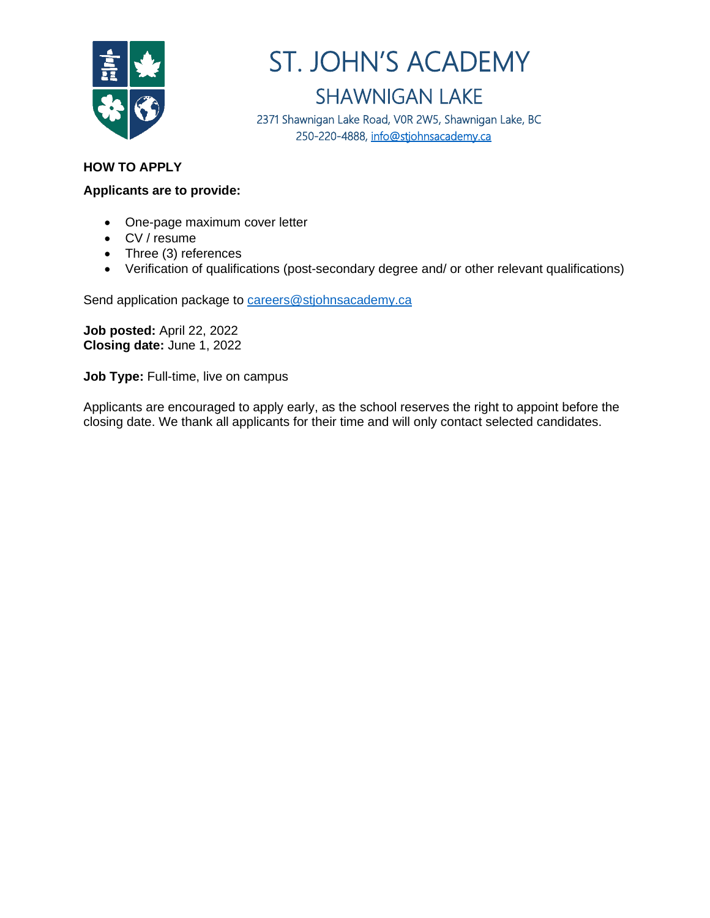# ST. JOHN'S ACADEMY

## SHAWNIGAN LAKE

2371 Shawnigan Lake Road, V0R 2W5, Shawnigan Lake, BC
250-220-4888, info@stjohnsacademy.ca

**HOW TO APPLY**

**Applicants are to provide:**

- One-page maximum cover letter
- CV / resume
- Three (3) references
- Verification of qualifications (post-secondary degree and/ or other relevant qualifications)

Send application package to careers@stjohnsacademy.ca

**Job posted:** April 22, 2022
**Closing date:** June 1, 2022

**Job Type:** Full-time, live on campus

Applicants are encouraged to apply early, as the school reserves the right to appoint before the closing date. We thank all applicants for their time and will only contact selected candidates.